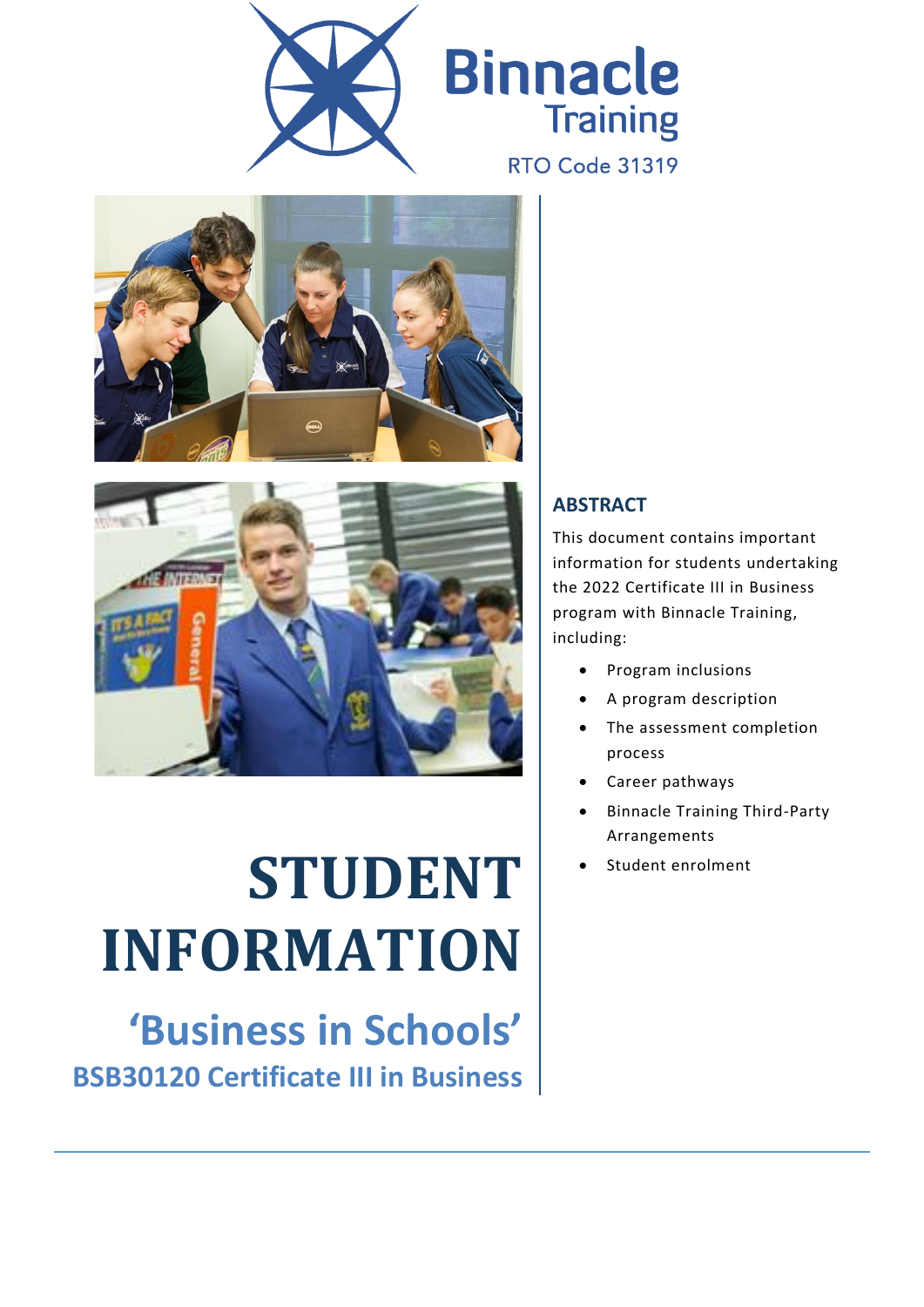Binnacle Training

RTO Code 31319

# STUDENT INFORMATION

## 'Business in Schools'

### BSB30120 Certificate III in Business

## ABSTRACT

This document contains important information for students undertaking the 2022 Certificate III in Business program with Binnacle Training, including:

- Program inclusions
- A program description
- The assessment completion process
- Career pathways
- Binnacle Training Third-Party Arrangements
- Student enrolment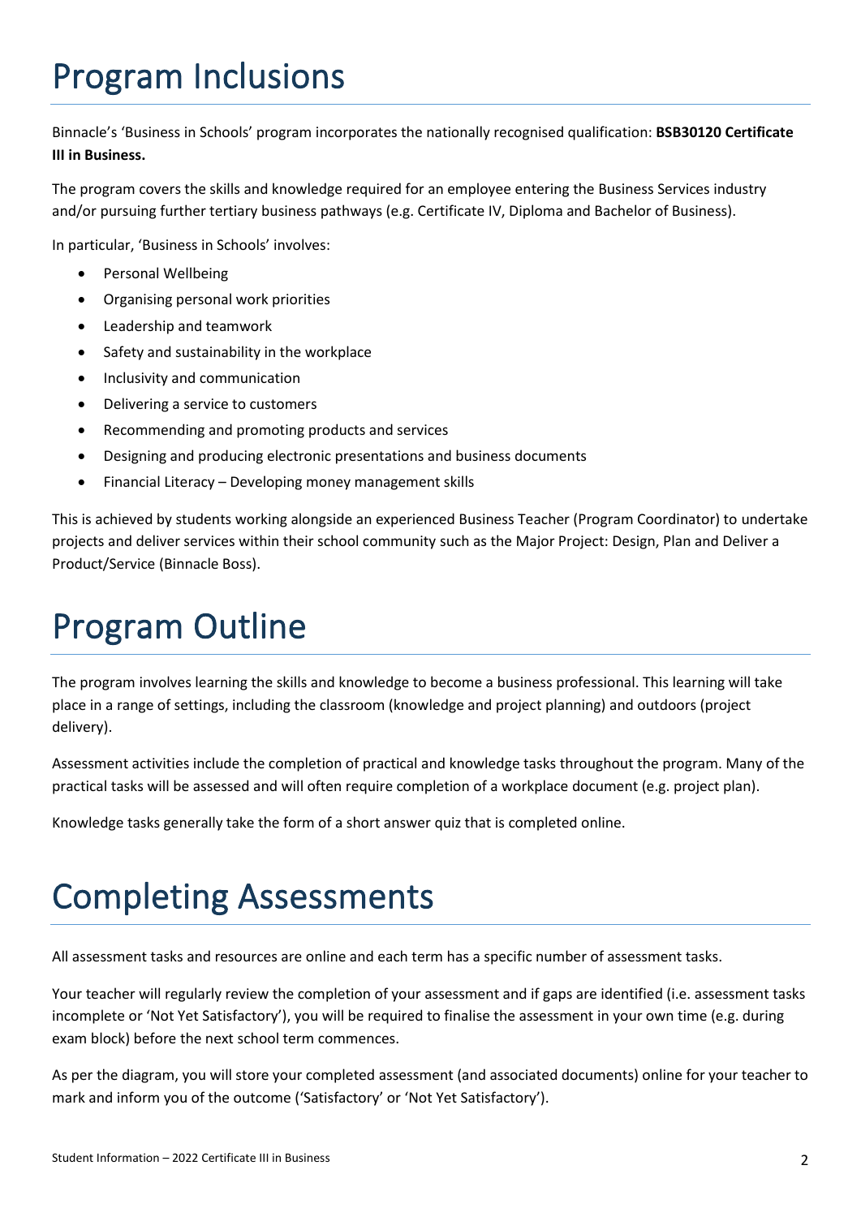# Program Inclusions

Binnacle's 'Business in Schools' program incorporates the nationally recognised qualification: **BSB30120 Certificate III in Business.**

The program covers the skills and knowledge required for an employee entering the Business Services industry and/or pursuing further tertiary business pathways (e.g. Certificate IV, Diploma and Bachelor of Business).

In particular, 'Business in Schools' involves:

- Personal Wellbeing
- Organising personal work priorities
- Leadership and teamwork
- Safety and sustainability in the workplace
- Inclusivity and communication
- Delivering a service to customers
- Recommending and promoting products and services
- Designing and producing electronic presentations and business documents
- Financial Literacy – Developing money management skills

This is achieved by students working alongside an experienced Business Teacher (Program Coordinator) to undertake projects and deliver services within their school community such as the Major Project: Design, Plan and Deliver a Product/Service (Binnacle Boss).

# Program Outline

The program involves learning the skills and knowledge to become a business professional. This learning will take place in a range of settings, including the classroom (knowledge and project planning) and outdoors (project delivery).

Assessment activities include the completion of practical and knowledge tasks throughout the program. Many of the practical tasks will be assessed and will often require completion of a workplace document (e.g. project plan).

Knowledge tasks generally take the form of a short answer quiz that is completed online.

# Completing Assessments

All assessment tasks and resources are online and each term has a specific number of assessment tasks.

Your teacher will regularly review the completion of your assessment and if gaps are identified (i.e. assessment tasks incomplete or 'Not Yet Satisfactory'), you will be required to finalise the assessment in your own time (e.g. during exam block) before the next school term commences.

As per the diagram, you will store your completed assessment (and associated documents) online for your teacher to mark and inform you of the outcome ('Satisfactory' or 'Not Yet Satisfactory').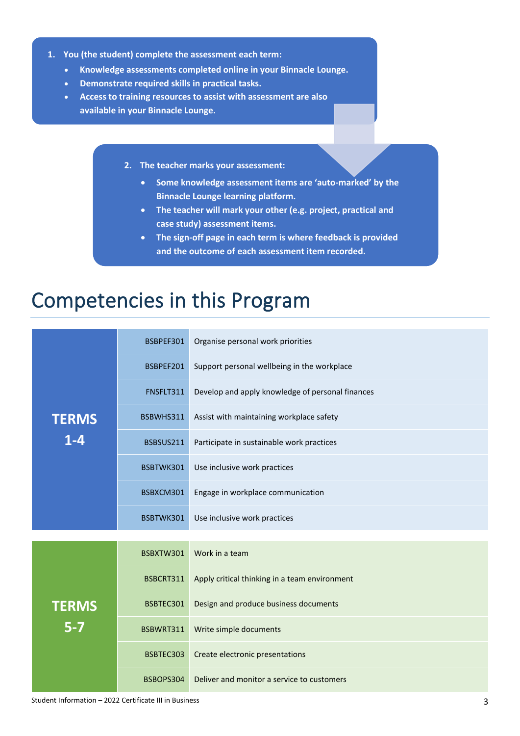1. **You (the student) complete the assessment each term:**
   - **Knowledge assessments completed online in your Binnacle Lounge.**
   - **Demonstrate required skills in practical tasks.**
   - **Access to training resources to assist with assessment are also available in your Binnacle Lounge.**

2. **The teacher marks your assessment:**
   - **Some knowledge assessment items are 'auto-marked' by the Binnacle Lounge learning platform.**
   - **The teacher will mark your other (e.g. project, practical and case study) assessment items.**
   - **The sign-off page in each term is where feedback is provided and the outcome of each assessment item recorded.**

# Competencies in this Program

| Terms | Code | Competency |
|---|---|---|
| **TERMS 1-4** | BSBPEF301 | Organise personal work priorities |
| | BSBPEF201 | Support personal wellbeing in the workplace |
| | FNSFLT311 | Develop and apply knowledge of personal finances |
| | BSBWHS311 | Assist with maintaining workplace safety |
| | BSBSUS211 | Participate in sustainable work practices |
| | BSBTWK301 | Use inclusive work practices |
| | BSBXCM301 | Engage in workplace communication |
| | BSBTWK301 | Use inclusive work practices |
| **TERMS 5-7** | BSBXTW301 | Work in a team |
| | BSBCRT311 | Apply critical thinking in a team environment |
| | BSBTEC301 | Design and produce business documents |
| | BSBWRT311 | Write simple documents |
| | BSBTEC303 | Create electronic presentations |
| | BSBOPS304 | Deliver and monitor a service to customers |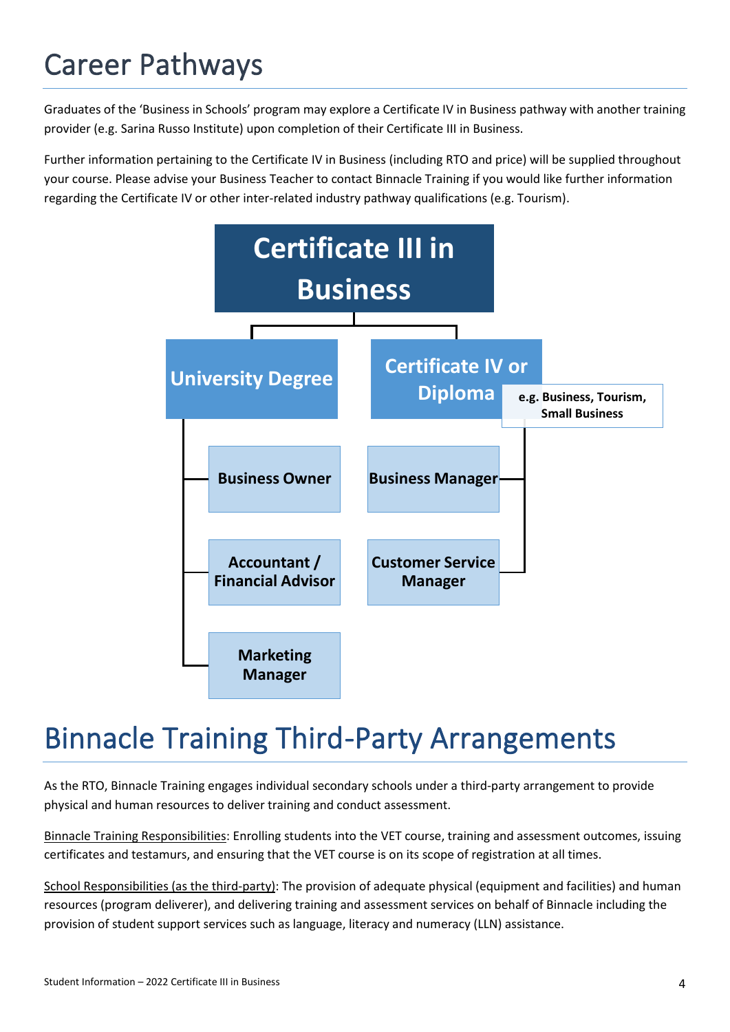# Career Pathways

Graduates of the 'Business in Schools' program may explore a Certificate IV in Business pathway with another training provider (e.g. Sarina Russo Institute) upon completion of their Certificate III in Business.

Further information pertaining to the Certificate IV in Business (including RTO and price) will be supplied throughout your course. Please advise your Business Teacher to contact Binnacle Training if you would like further information regarding the Certificate IV or other inter-related industry pathway qualifications (e.g. Tourism).

**Certificate III in Business**

- **University Degree**
  - Business Owner
  - Accountant / Financial Advisor
  - Marketing Manager
- **Certificate IV or Diploma** (e.g. Business, Tourism, Small Business)
  - Business Manager
  - Customer Service Manager

# Binnacle Training Third-Party Arrangements

As the RTO, Binnacle Training engages individual secondary schools under a third-party arrangement to provide physical and human resources to deliver training and conduct assessment.

Binnacle Training Responsibilities: Enrolling students into the VET course, training and assessment outcomes, issuing certificates and testamurs, and ensuring that the VET course is on its scope of registration at all times.

School Responsibilities (as the third-party): The provision of adequate physical (equipment and facilities) and human resources (program deliverer), and delivering training and assessment services on behalf of Binnacle including the provision of student support services such as language, literacy and numeracy (LLN) assistance.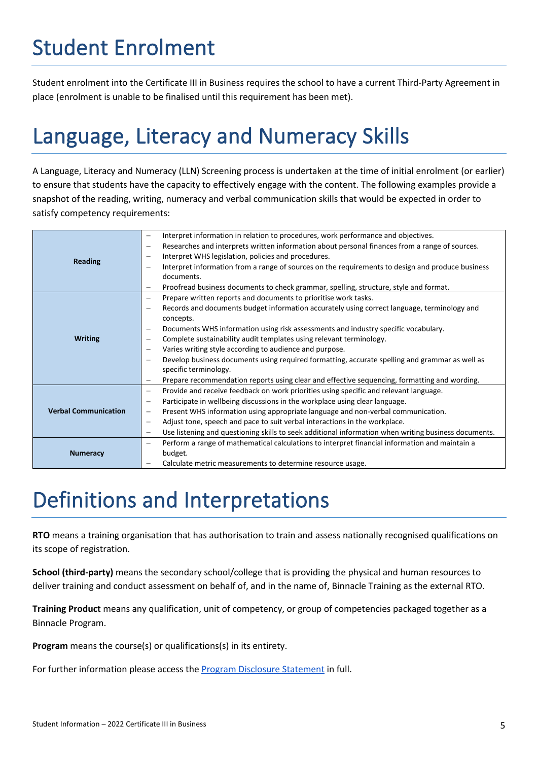# Student Enrolment

Student enrolment into the Certificate III in Business requires the school to have a current Third-Party Agreement in place (enrolment is unable to be finalised until this requirement has been met).

# Language, Literacy and Numeracy Skills

A Language, Literacy and Numeracy (LLN) Screening process is undertaken at the time of initial enrolment (or earlier) to ensure that students have the capacity to effectively engage with the content. The following examples provide a snapshot of the reading, writing, numeracy and verbal communication skills that would be expected in order to satisfy competency requirements:

| | |
|---|---|
| **Reading** | – Interpret information in relation to procedures, work performance and objectives.<br>– Researches and interprets written information about personal finances from a range of sources.<br>– Interpret WHS legislation, policies and procedures.<br>– Interpret information from a range of sources on the requirements to design and produce business documents.<br>– Proofread business documents to check grammar, spelling, structure, style and format. |
| **Writing** | – Prepare written reports and documents to prioritise work tasks.<br>– Records and documents budget information accurately using correct language, terminology and concepts.<br>– Documents WHS information using risk assessments and industry specific vocabulary.<br>– Complete sustainability audit templates using relevant terminology.<br>– Varies writing style according to audience and purpose.<br>– Develop business documents using required formatting, accurate spelling and grammar as well as specific terminology.<br>– Prepare recommendation reports using clear and effective sequencing, formatting and wording. |
| **Verbal Communication** | – Provide and receive feedback on work priorities using specific and relevant language.<br>– Participate in wellbeing discussions in the workplace using clear language.<br>– Present WHS information using appropriate language and non-verbal communication.<br>– Adjust tone, speech and pace to suit verbal interactions in the workplace.<br>– Use listening and questioning skills to seek additional information when writing business documents. |
| **Numeracy** | – Perform a range of mathematical calculations to interpret financial information and maintain a budget.<br>– Calculate metric measurements to determine resource usage. |

# Definitions and Interpretations

**RTO** means a training organisation that has authorisation to train and assess nationally recognised qualifications on its scope of registration.

**School (third-party)** means the secondary school/college that is providing the physical and human resources to deliver training and conduct assessment on behalf of, and in the name of, Binnacle Training as the external RTO.

**Training Product** means any qualification, unit of competency, or group of competencies packaged together as a Binnacle Program.

**Program** means the course(s) or qualifications(s) in its entirety.

For further information please access the Program Disclosure Statement in full.